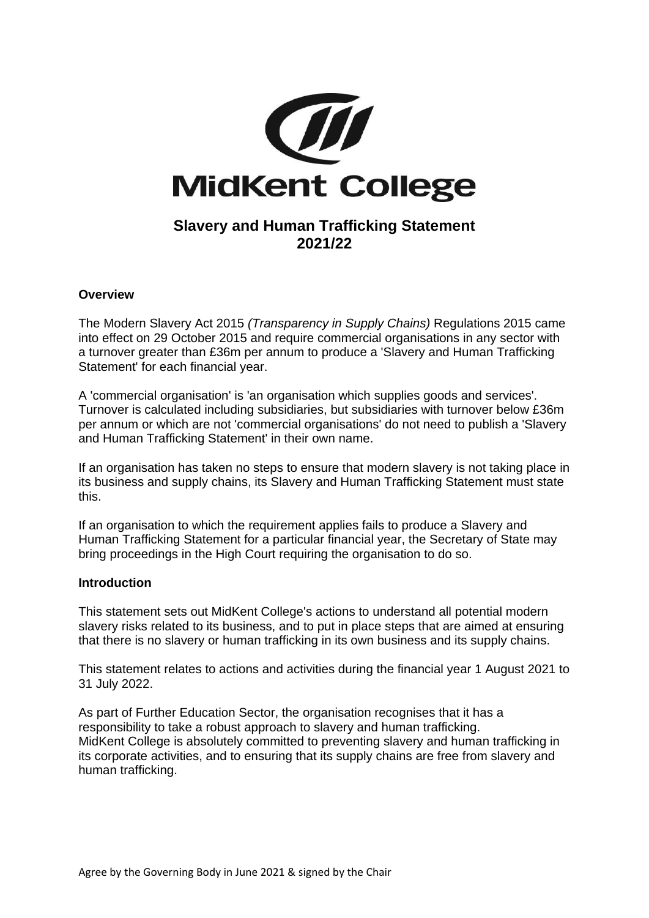MidKent College

# Slavery and Human Trafficking Statement 2021/22

**Overview**

The Modern Slavery Act 2015 *(Transparency in Supply Chains)* Regulations 2015 came into effect on 29 October 2015 and require commercial organisations in any sector with a turnover greater than £36m per annum to produce a 'Slavery and Human Trafficking Statement' for each financial year.

A 'commercial organisation' is 'an organisation which supplies goods and services'. Turnover is calculated including subsidiaries, but subsidiaries with turnover below £36m per annum or which are not 'commercial organisations' do not need to publish a 'Slavery and Human Trafficking Statement' in their own name.

If an organisation has taken no steps to ensure that modern slavery is not taking place in its business and supply chains, its Slavery and Human Trafficking Statement must state this.

If an organisation to which the requirement applies fails to produce a Slavery and Human Trafficking Statement for a particular financial year, the Secretary of State may bring proceedings in the High Court requiring the organisation to do so.

**Introduction**

This statement sets out MidKent College's actions to understand all potential modern slavery risks related to its business, and to put in place steps that are aimed at ensuring that there is no slavery or human trafficking in its own business and its supply chains.

This statement relates to actions and activities during the financial year 1 August 2021 to 31 July 2022.

As part of Further Education Sector, the organisation recognises that it has a responsibility to take a robust approach to slavery and human trafficking.
MidKent College is absolutely committed to preventing slavery and human trafficking in its corporate activities, and to ensuring that its supply chains are free from slavery and human trafficking.

Agree by the Governing Body in June 2021 & signed by the Chair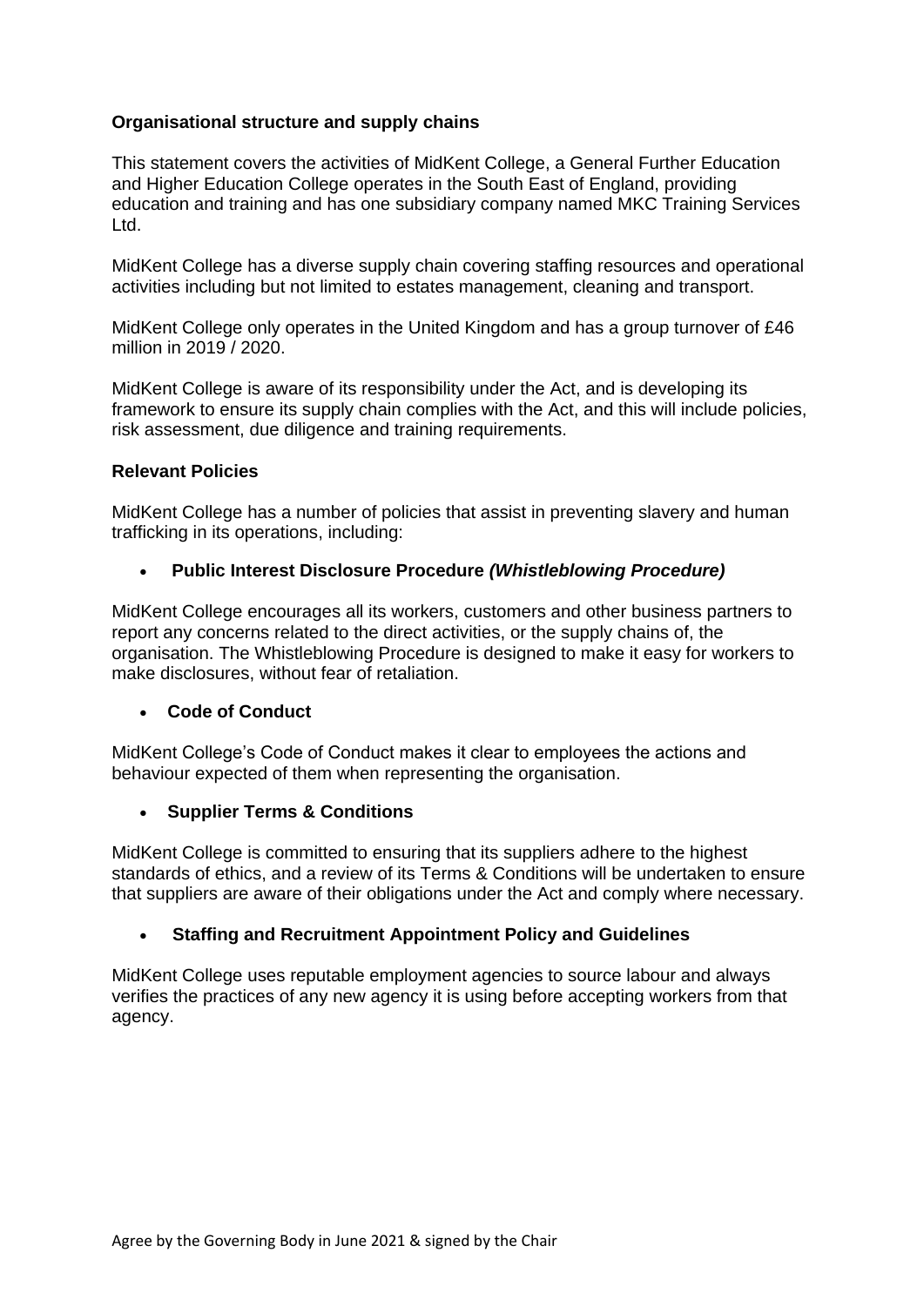**Organisational structure and supply chains**

This statement covers the activities of MidKent College, a General Further Education and Higher Education College operates in the South East of England, providing education and training and has one subsidiary company named MKC Training Services Ltd.

MidKent College has a diverse supply chain covering staffing resources and operational activities including but not limited to estates management, cleaning and transport.

MidKent College only operates in the United Kingdom and has a group turnover of £46 million in 2019 / 2020.

MidKent College is aware of its responsibility under the Act, and is developing its framework to ensure its supply chain complies with the Act, and this will include policies, risk assessment, due diligence and training requirements.

**Relevant Policies**

MidKent College has a number of policies that assist in preventing slavery and human trafficking in its operations, including:

- **Public Interest Disclosure Procedure *(Whistleblowing Procedure)***

MidKent College encourages all its workers, customers and other business partners to report any concerns related to the direct activities, or the supply chains of, the organisation. The Whistleblowing Procedure is designed to make it easy for workers to make disclosures, without fear of retaliation.

- **Code of Conduct**

MidKent College's Code of Conduct makes it clear to employees the actions and behaviour expected of them when representing the organisation.

- **Supplier Terms & Conditions**

MidKent College is committed to ensuring that its suppliers adhere to the highest standards of ethics, and a review of its Terms & Conditions will be undertaken to ensure that suppliers are aware of their obligations under the Act and comply where necessary.

- **Staffing and Recruitment Appointment Policy and Guidelines**

MidKent College uses reputable employment agencies to source labour and always verifies the practices of any new agency it is using before accepting workers from that agency.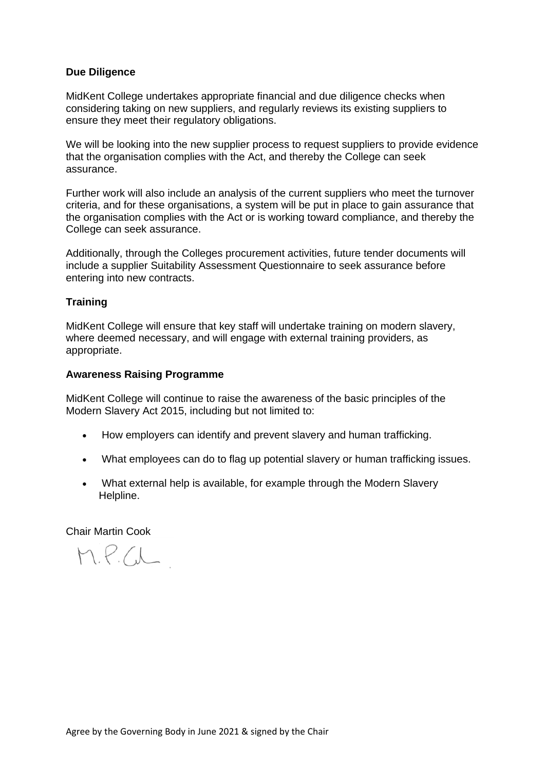**Due Diligence**

MidKent College undertakes appropriate financial and due diligence checks when considering taking on new suppliers, and regularly reviews its existing suppliers to ensure they meet their regulatory obligations.

We will be looking into the new supplier process to request suppliers to provide evidence that the organisation complies with the Act, and thereby the College can seek assurance.

Further work will also include an analysis of the current suppliers who meet the turnover criteria, and for these organisations, a system will be put in place to gain assurance that the organisation complies with the Act or is working toward compliance, and thereby the College can seek assurance.

Additionally, through the Colleges procurement activities, future tender documents will include a supplier Suitability Assessment Questionnaire to seek assurance before entering into new contracts.

**Training**

MidKent College will ensure that key staff will undertake training on modern slavery, where deemed necessary, and will engage with external training providers, as appropriate.

**Awareness Raising Programme**

MidKent College will continue to raise the awareness of the basic principles of the Modern Slavery Act 2015, including but not limited to:

- How employers can identify and prevent slavery and human trafficking.
- What employees can do to flag up potential slavery or human trafficking issues.
- What external help is available, for example through the Modern Slavery Helpline.

Chair Martin Cook

M.P.Cook

Agree by the Governing Body in June 2021 & signed by the Chair